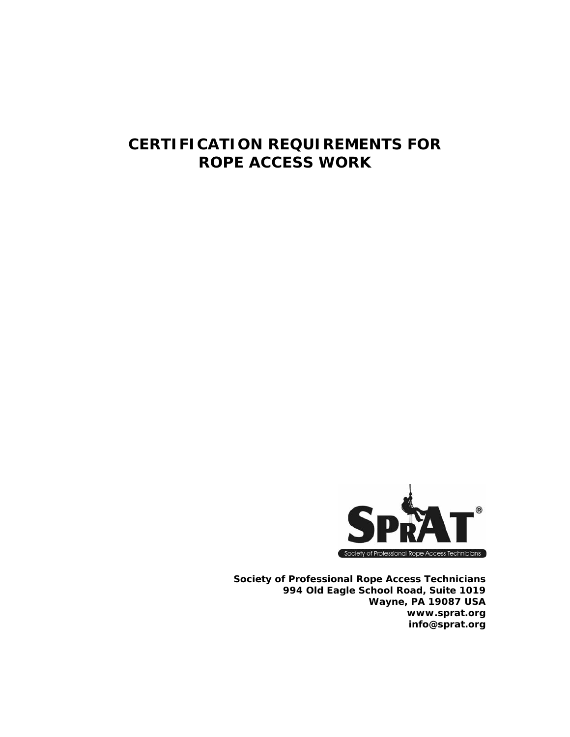# CERTIFICATION REQUIREMENTS FOR ROPE ACCESS WORK

**Society of Professional Rope Access Technicians**
**994 Old Eagle School Road, Suite 1019**
**Wayne, PA 19087 USA**
**www.sprat.org**
**info@sprat.org**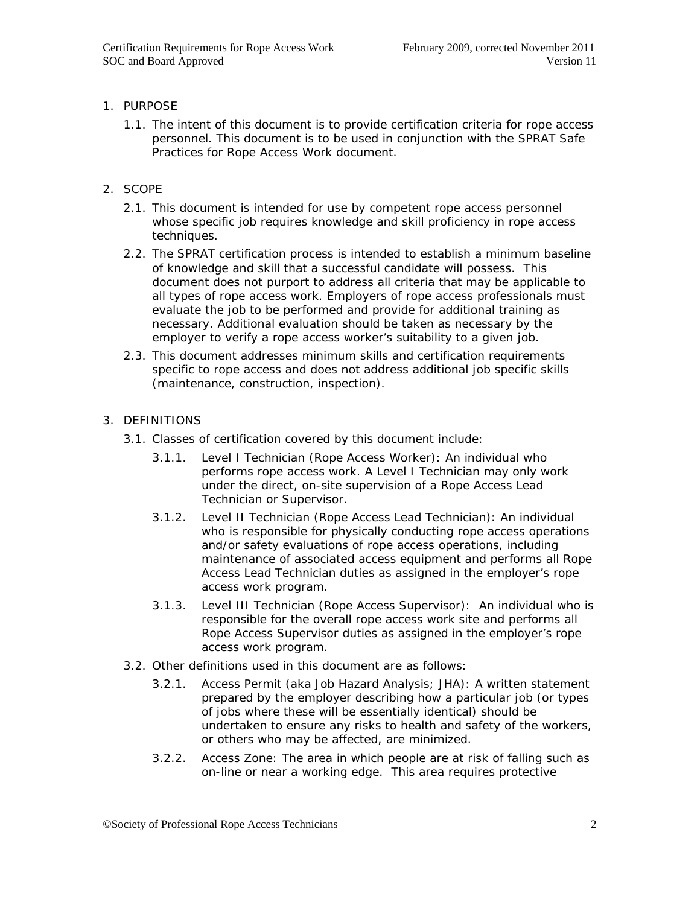1. PURPOSE

    1.1. The intent of this document is to provide certification criteria for rope access personnel. This document is to be used in conjunction with the SPRAT Safe Practices for Rope Access Work document.

2. SCOPE

    2.1. This document is intended for use by competent rope access personnel whose specific job requires knowledge and skill proficiency in rope access techniques.

    2.2. The SPRAT certification process is intended to establish a minimum baseline of knowledge and skill that a successful candidate will possess. This document does not purport to address all criteria that may be applicable to all types of rope access work. Employers of rope access professionals must evaluate the job to be performed and provide for additional training as necessary. Additional evaluation should be taken as necessary by the employer to verify a rope access worker's suitability to a given job.

    2.3. This document addresses minimum skills and certification requirements specific to rope access and does not address additional job specific skills (maintenance, construction, inspection).

3. DEFINITIONS

    3.1. Classes of certification covered by this document include:

        3.1.1. Level I Technician (Rope Access Worker): An individual who performs rope access work. A Level I Technician may only work under the direct, on-site supervision of a Rope Access Lead Technician or Supervisor.

        3.1.2. Level II Technician (Rope Access Lead Technician): An individual who is responsible for physically conducting rope access operations and/or safety evaluations of rope access operations, including maintenance of associated access equipment and performs all Rope Access Lead Technician duties as assigned in the employer's rope access work program.

        3.1.3. Level III Technician (Rope Access Supervisor): An individual who is responsible for the overall rope access work site and performs all Rope Access Supervisor duties as assigned in the employer's rope access work program.

    3.2. Other definitions used in this document are as follows:

        3.2.1. Access Permit (aka Job Hazard Analysis; JHA): A written statement prepared by the employer describing how a particular job (or types of jobs where these will be essentially identical) should be undertaken to ensure any risks to health and safety of the workers, or others who may be affected, are minimized.

        3.2.2. Access Zone: The area in which people are at risk of falling such as on-line or near a working edge. This area requires protective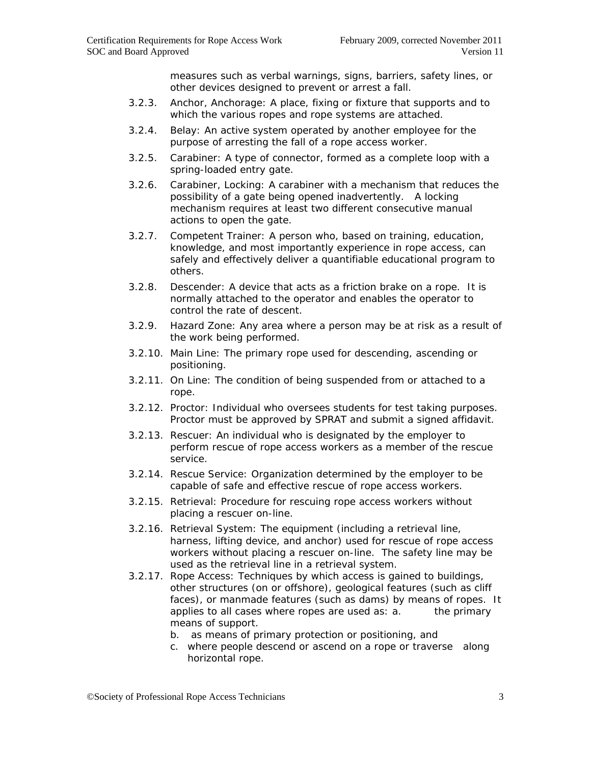measures such as verbal warnings, signs, barriers, safety lines, or other devices designed to prevent or arrest a fall.

3.2.3. Anchor, Anchorage: A place, fixing or fixture that supports and to which the various ropes and rope systems are attached.

3.2.4. Belay: An active system operated by another employee for the purpose of arresting the fall of a rope access worker.

3.2.5. Carabiner: A type of connector, formed as a complete loop with a spring-loaded entry gate.

3.2.6. Carabiner, Locking: A carabiner with a mechanism that reduces the possibility of a gate being opened inadvertently. A locking mechanism requires at least two different consecutive manual actions to open the gate.

3.2.7. Competent Trainer: A person who, based on training, education, knowledge, and most importantly experience in rope access, can safely and effectively deliver a quantifiable educational program to others.

3.2.8. Descender: A device that acts as a friction brake on a rope. It is normally attached to the operator and enables the operator to control the rate of descent.

3.2.9. Hazard Zone: Any area where a person may be at risk as a result of the work being performed.

3.2.10. Main Line: The primary rope used for descending, ascending or positioning.

3.2.11. On Line: The condition of being suspended from or attached to a rope.

3.2.12. Proctor: Individual who oversees students for test taking purposes. Proctor must be approved by SPRAT and submit a signed affidavit.

3.2.13. Rescuer: An individual who is designated by the employer to perform rescue of rope access workers as a member of the rescue service.

3.2.14. Rescue Service: Organization determined by the employer to be capable of safe and effective rescue of rope access workers.

3.2.15. Retrieval: Procedure for rescuing rope access workers without placing a rescuer on-line.

3.2.16. Retrieval System: The equipment (including a retrieval line, harness, lifting device, and anchor) used for rescue of rope access workers without placing a rescuer on-line. The safety line may be used as the retrieval line in a retrieval system.

3.2.17. Rope Access: Techniques by which access is gained to buildings, other structures (on or offshore), geological features (such as cliff faces), or manmade features (such as dams) by means of ropes. It applies to all cases where ropes are used as: a. the primary means of support.

   b. as means of primary protection or positioning, and

   c. where people descend or ascend on a rope or traverse along horizontal rope.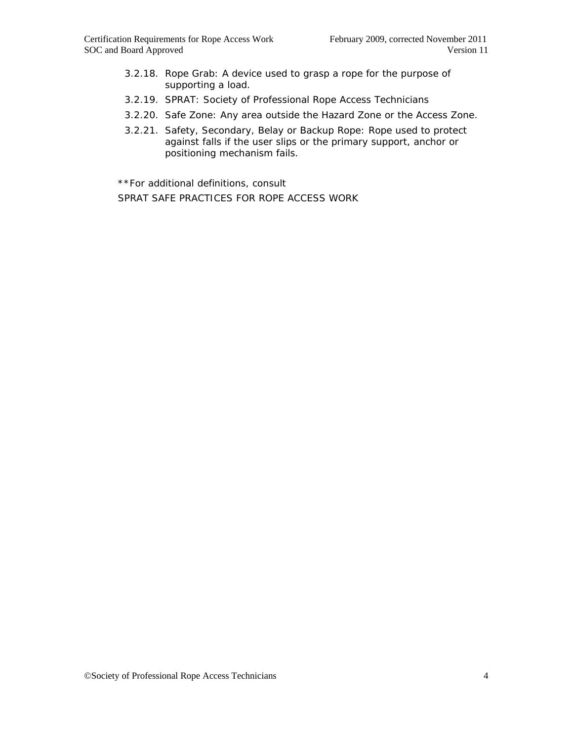3.2.18. Rope Grab: A device used to grasp a rope for the purpose of supporting a load.

3.2.19. SPRAT: Society of Professional Rope Access Technicians

3.2.20. Safe Zone: Any area outside the Hazard Zone or the Access Zone.

3.2.21. Safety, Secondary, Belay or Backup Rope: Rope used to protect against falls if the user slips or the primary support, anchor or positioning mechanism fails.

**For additional definitions, consult

SPRAT SAFE PRACTICES FOR ROPE ACCESS WORK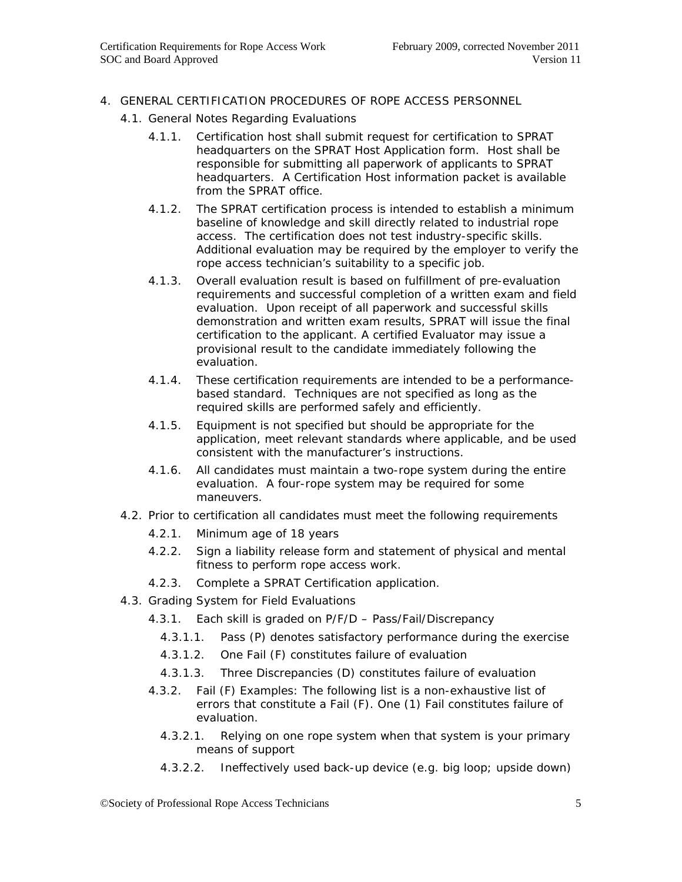## 4. GENERAL CERTIFICATION PROCEDURES OF ROPE ACCESS PERSONNEL

### 4.1. General Notes Regarding Evaluations

4.1.1. Certification host shall submit request for certification to SPRAT headquarters on the SPRAT Host Application form. Host shall be responsible for submitting all paperwork of applicants to SPRAT headquarters. A Certification Host information packet is available from the SPRAT office.

4.1.2. The SPRAT certification process is intended to establish a minimum baseline of knowledge and skill directly related to industrial rope access. The certification does not test industry-specific skills. Additional evaluation may be required by the employer to verify the rope access technician's suitability to a specific job.

4.1.3. Overall evaluation result is based on fulfillment of pre-evaluation requirements and successful completion of a written exam and field evaluation. Upon receipt of all paperwork and successful skills demonstration and written exam results, SPRAT will issue the final certification to the applicant. A certified Evaluator may issue a provisional result to the candidate immediately following the evaluation.

4.1.4. These certification requirements are intended to be a performance-based standard. Techniques are not specified as long as the required skills are performed safely and efficiently.

4.1.5. Equipment is not specified but should be appropriate for the application, meet relevant standards where applicable, and be used consistent with the manufacturer's instructions.

4.1.6. All candidates must maintain a two-rope system during the entire evaluation. A four-rope system may be required for some maneuvers.

### 4.2. Prior to certification all candidates must meet the following requirements

4.2.1. Minimum age of 18 years

4.2.2. Sign a liability release form and statement of physical and mental fitness to perform rope access work.

4.2.3. Complete a SPRAT Certification application.

### 4.3. Grading System for Field Evaluations

4.3.1. Each skill is graded on P/F/D – Pass/Fail/Discrepancy

4.3.1.1. Pass (P) denotes satisfactory performance during the exercise

4.3.1.2. One Fail (F) constitutes failure of evaluation

4.3.1.3. Three Discrepancies (D) constitutes failure of evaluation

4.3.2. Fail (F) Examples: The following list is a non-exhaustive list of errors that constitute a Fail (F). One (1) Fail constitutes failure of evaluation.

4.3.2.1. Relying on one rope system when that system is your primary means of support

4.3.2.2. Ineffectively used back-up device (e.g. big loop; upside down)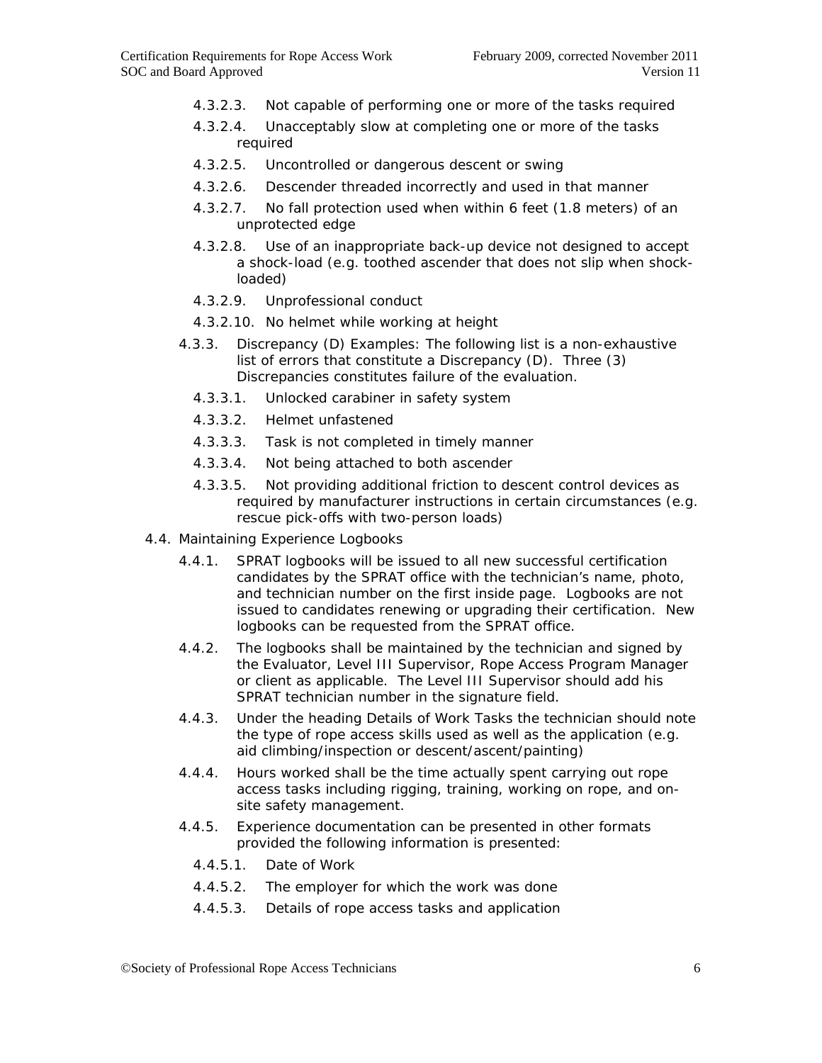- 4.3.2.3. Not capable of performing one or more of the tasks required
- 4.3.2.4. Unacceptably slow at completing one or more of the tasks required
- 4.3.2.5. Uncontrolled or dangerous descent or swing
- 4.3.2.6. Descender threaded incorrectly and used in that manner
- 4.3.2.7. No fall protection used when within 6 feet (1.8 meters) of an unprotected edge
- 4.3.2.8. Use of an inappropriate back-up device not designed to accept a shock-load (e.g. toothed ascender that does not slip when shock-loaded)
- 4.3.2.9. Unprofessional conduct
- 4.3.2.10. No helmet while working at height

4.3.3. Discrepancy (D) Examples: The following list is a non-exhaustive list of errors that constitute a Discrepancy (D). Three (3) Discrepancies constitutes failure of the evaluation.

- 4.3.3.1. Unlocked carabiner in safety system
- 4.3.3.2. Helmet unfastened
- 4.3.3.3. Task is not completed in timely manner
- 4.3.3.4. Not being attached to both ascender
- 4.3.3.5. Not providing additional friction to descent control devices as required by manufacturer instructions in certain circumstances (e.g. rescue pick-offs with two-person loads)

## 4.4. Maintaining Experience Logbooks

4.4.1. SPRAT logbooks will be issued to all new successful certification candidates by the SPRAT office with the technician's name, photo, and technician number on the first inside page. Logbooks are not issued to candidates renewing or upgrading their certification. New logbooks can be requested from the SPRAT office.

4.4.2. The logbooks shall be maintained by the technician and signed by the Evaluator, Level III Supervisor, Rope Access Program Manager or client as applicable. The Level III Supervisor should add his SPRAT technician number in the signature field.

4.4.3. Under the heading Details of Work Tasks the technician should note the type of rope access skills used as well as the application (e.g. aid climbing/inspection or descent/ascent/painting)

4.4.4. Hours worked shall be the time actually spent carrying out rope access tasks including rigging, training, working on rope, and on-site safety management.

4.4.5. Experience documentation can be presented in other formats provided the following information is presented:

- 4.4.5.1. Date of Work
- 4.4.5.2. The employer for which the work was done
- 4.4.5.3. Details of rope access tasks and application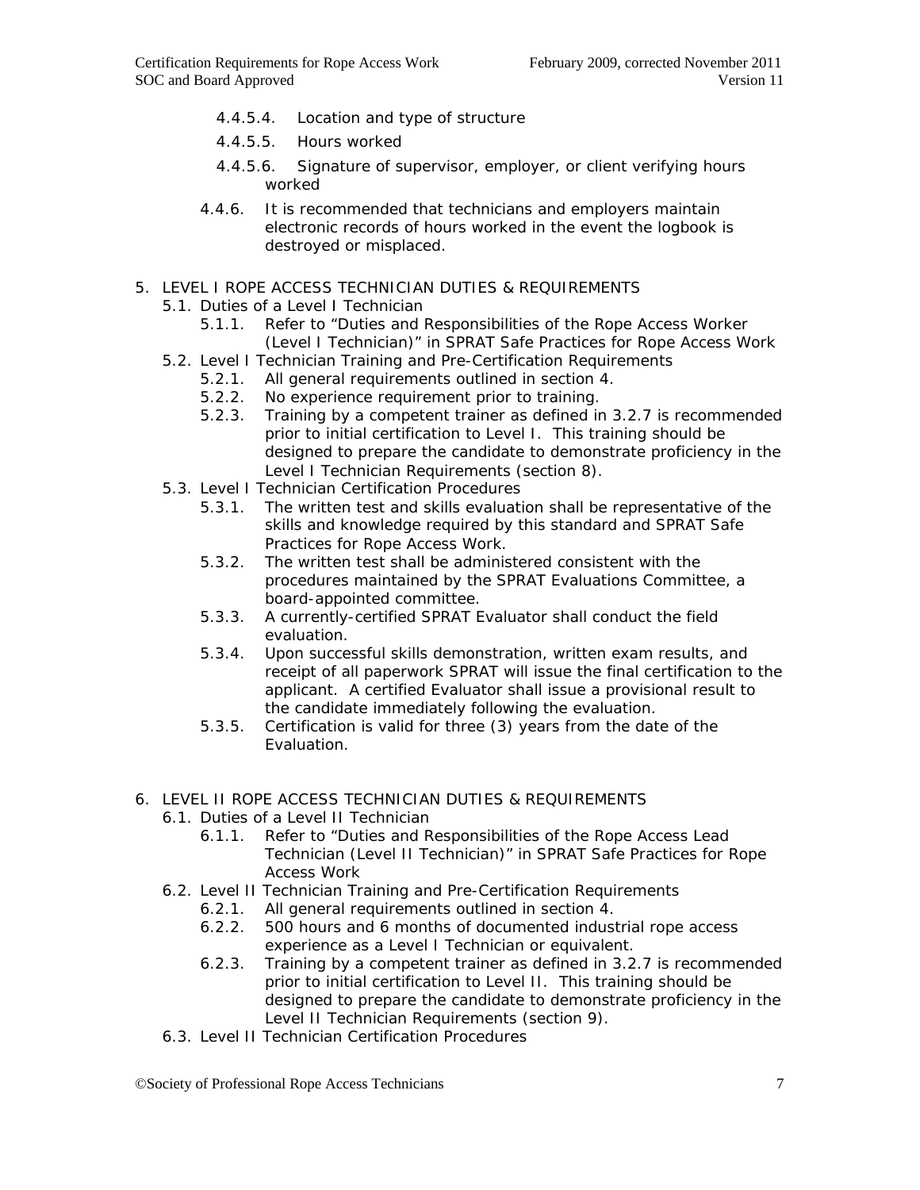4.4.5.4. Location and type of structure

4.4.5.5. Hours worked

4.4.5.6. Signature of supervisor, employer, or client verifying hours worked

4.4.6. It is recommended that technicians and employers maintain electronic records of hours worked in the event the logbook is destroyed or misplaced.

## 5. LEVEL I ROPE ACCESS TECHNICIAN DUTIES & REQUIREMENTS

### 5.1. Duties of a Level I Technician

5.1.1. Refer to "Duties and Responsibilities of the Rope Access Worker (Level I Technician)" in SPRAT Safe Practices for Rope Access Work

### 5.2. Level I Technician Training and Pre-Certification Requirements

5.2.1. All general requirements outlined in section 4.

5.2.2. No experience requirement prior to training.

5.2.3. Training by a competent trainer as defined in 3.2.7 is recommended prior to initial certification to Level I. This training should be designed to prepare the candidate to demonstrate proficiency in the Level I Technician Requirements (section 8).

### 5.3. Level I Technician Certification Procedures

5.3.1. The written test and skills evaluation shall be representative of the skills and knowledge required by this standard and SPRAT Safe Practices for Rope Access Work.

5.3.2. The written test shall be administered consistent with the procedures maintained by the SPRAT Evaluations Committee, a board-appointed committee.

5.3.3. A currently-certified SPRAT Evaluator shall conduct the field evaluation.

5.3.4. Upon successful skills demonstration, written exam results, and receipt of all paperwork SPRAT will issue the final certification to the applicant. A certified Evaluator shall issue a provisional result to the candidate immediately following the evaluation.

5.3.5. Certification is valid for three (3) years from the date of the Evaluation.

## 6. LEVEL II ROPE ACCESS TECHNICIAN DUTIES & REQUIREMENTS

### 6.1. Duties of a Level II Technician

6.1.1. Refer to "Duties and Responsibilities of the Rope Access Lead Technician (Level II Technician)" in SPRAT Safe Practices for Rope Access Work

### 6.2. Level II Technician Training and Pre-Certification Requirements

6.2.1. All general requirements outlined in section 4.

6.2.2. 500 hours and 6 months of documented industrial rope access experience as a Level I Technician or equivalent.

6.2.3. Training by a competent trainer as defined in 3.2.7 is recommended prior to initial certification to Level II. This training should be designed to prepare the candidate to demonstrate proficiency in the Level II Technician Requirements (section 9).

### 6.3. Level II Technician Certification Procedures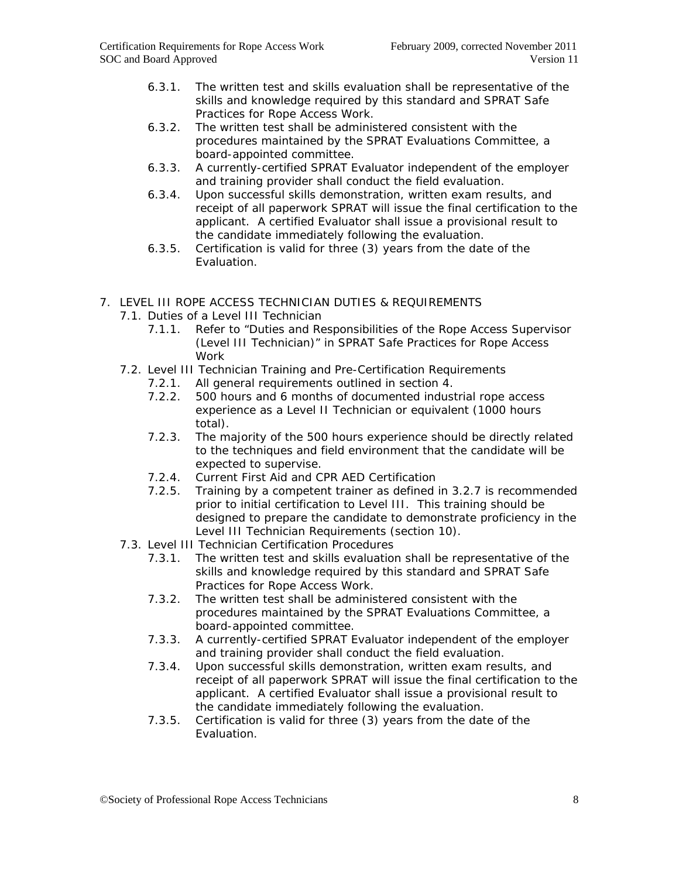6.3.1. The written test and skills evaluation shall be representative of the skills and knowledge required by this standard and SPRAT Safe Practices for Rope Access Work.

6.3.2. The written test shall be administered consistent with the procedures maintained by the SPRAT Evaluations Committee, a board-appointed committee.

6.3.3. A currently-certified SPRAT Evaluator independent of the employer and training provider shall conduct the field evaluation.

6.3.4. Upon successful skills demonstration, written exam results, and receipt of all paperwork SPRAT will issue the final certification to the applicant. A certified Evaluator shall issue a provisional result to the candidate immediately following the evaluation.

6.3.5. Certification is valid for three (3) years from the date of the Evaluation.

## 7. LEVEL III ROPE ACCESS TECHNICIAN DUTIES & REQUIREMENTS

### 7.1. Duties of a Level III Technician

7.1.1. Refer to "Duties and Responsibilities of the Rope Access Supervisor (Level III Technician)" in SPRAT Safe Practices for Rope Access Work

### 7.2. Level III Technician Training and Pre-Certification Requirements

7.2.1. All general requirements outlined in section 4.

7.2.2. 500 hours and 6 months of documented industrial rope access experience as a Level II Technician or equivalent (1000 hours total).

7.2.3. The majority of the 500 hours experience should be directly related to the techniques and field environment that the candidate will be expected to supervise.

7.2.4. Current First Aid and CPR AED Certification

7.2.5. Training by a competent trainer as defined in 3.2.7 is recommended prior to initial certification to Level III. This training should be designed to prepare the candidate to demonstrate proficiency in the Level III Technician Requirements (section 10).

### 7.3. Level III Technician Certification Procedures

7.3.1. The written test and skills evaluation shall be representative of the skills and knowledge required by this standard and SPRAT Safe Practices for Rope Access Work.

7.3.2. The written test shall be administered consistent with the procedures maintained by the SPRAT Evaluations Committee, a board-appointed committee.

7.3.3. A currently-certified SPRAT Evaluator independent of the employer and training provider shall conduct the field evaluation.

7.3.4. Upon successful skills demonstration, written exam results, and receipt of all paperwork SPRAT will issue the final certification to the applicant. A certified Evaluator shall issue a provisional result to the candidate immediately following the evaluation.

7.3.5. Certification is valid for three (3) years from the date of the Evaluation.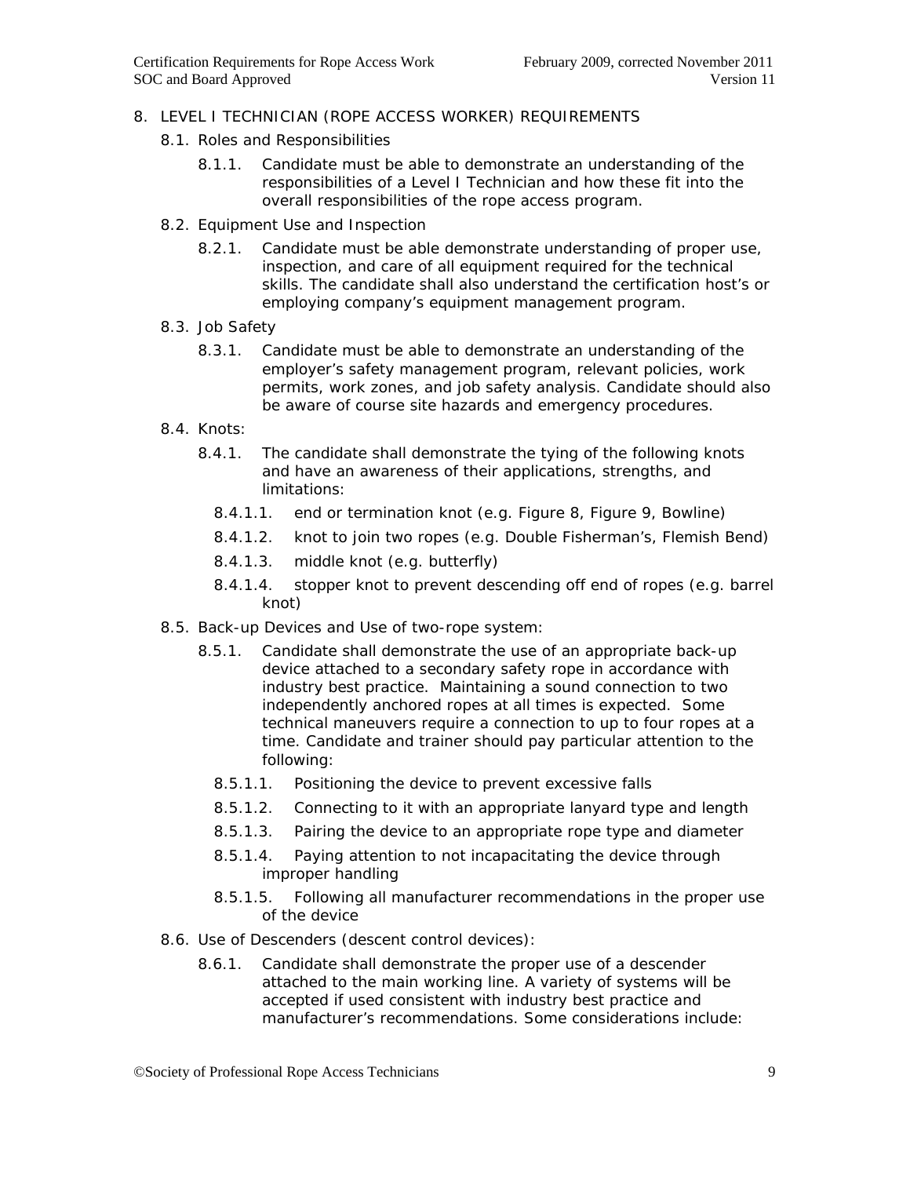## 8. LEVEL I TECHNICIAN (ROPE ACCESS WORKER) REQUIREMENTS

### 8.1. Roles and Responsibilities

8.1.1. Candidate must be able to demonstrate an understanding of the responsibilities of a Level I Technician and how these fit into the overall responsibilities of the rope access program.

### 8.2. Equipment Use and Inspection

8.2.1. Candidate must be able demonstrate understanding of proper use, inspection, and care of all equipment required for the technical skills. The candidate shall also understand the certification host's or employing company's equipment management program.

### 8.3. Job Safety

8.3.1. Candidate must be able to demonstrate an understanding of the employer's safety management program, relevant policies, work permits, work zones, and job safety analysis. Candidate should also be aware of course site hazards and emergency procedures.

### 8.4. Knots:

8.4.1. The candidate shall demonstrate the tying of the following knots and have an awareness of their applications, strengths, and limitations:

- 8.4.1.1. end or termination knot (e.g. Figure 8, Figure 9, Bowline)
- 8.4.1.2. knot to join two ropes (e.g. Double Fisherman's, Flemish Bend)
- 8.4.1.3. middle knot (e.g. butterfly)
- 8.4.1.4. stopper knot to prevent descending off end of ropes (e.g. barrel knot)

### 8.5. Back-up Devices and Use of two-rope system:

8.5.1. Candidate shall demonstrate the use of an appropriate back-up device attached to a secondary safety rope in accordance with industry best practice. Maintaining a sound connection to two independently anchored ropes at all times is expected. Some technical maneuvers require a connection to up to four ropes at a time. Candidate and trainer should pay particular attention to the following:

- 8.5.1.1. Positioning the device to prevent excessive falls
- 8.5.1.2. Connecting to it with an appropriate lanyard type and length
- 8.5.1.3. Pairing the device to an appropriate rope type and diameter
- 8.5.1.4. Paying attention to not incapacitating the device through improper handling
- 8.5.1.5. Following all manufacturer recommendations in the proper use of the device

### 8.6. Use of Descenders (descent control devices):

8.6.1. Candidate shall demonstrate the proper use of a descender attached to the main working line. A variety of systems will be accepted if used consistent with industry best practice and manufacturer's recommendations. Some considerations include: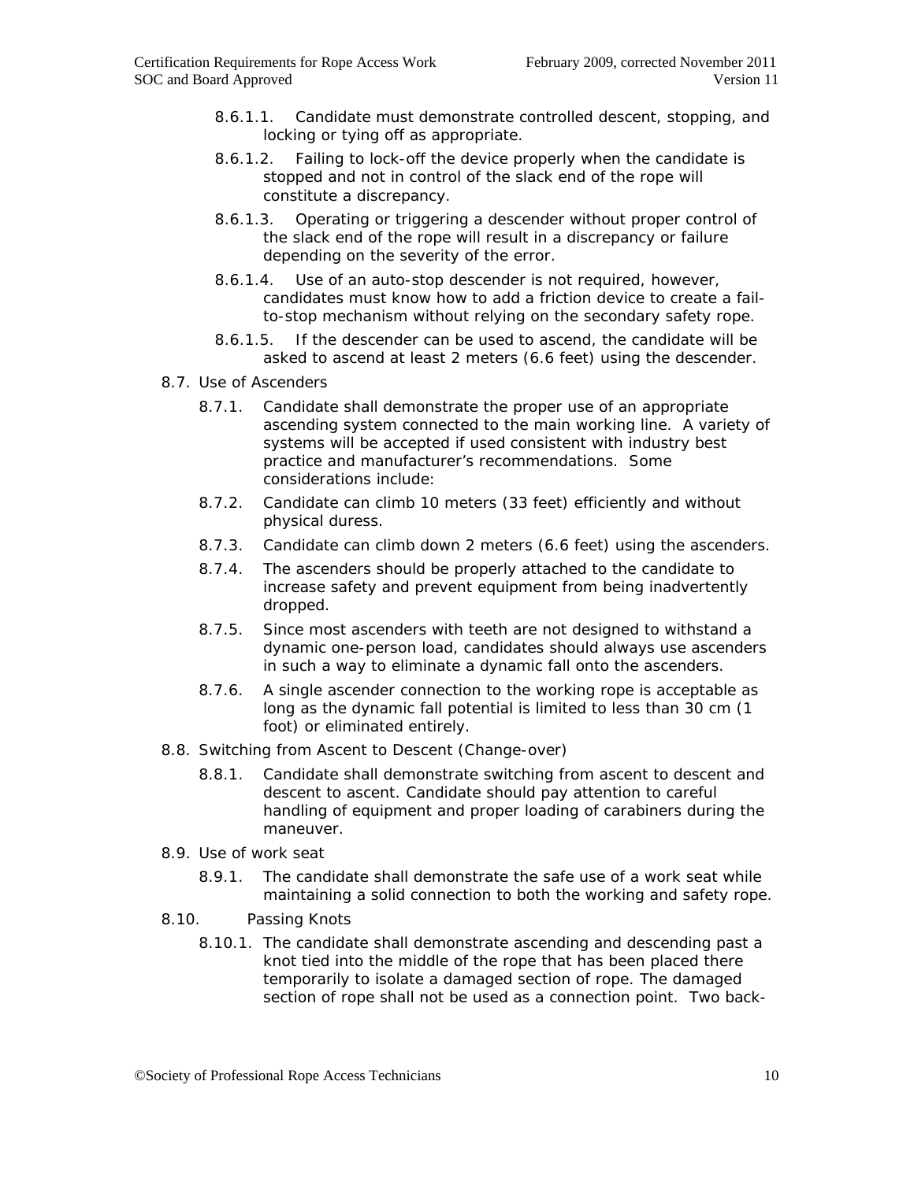8.6.1.1. Candidate must demonstrate controlled descent, stopping, and locking or tying off as appropriate.

8.6.1.2. Failing to lock-off the device properly when the candidate is stopped and not in control of the slack end of the rope will constitute a discrepancy.

8.6.1.3. Operating or triggering a descender without proper control of the slack end of the rope will result in a discrepancy or failure depending on the severity of the error.

8.6.1.4. Use of an auto-stop descender is not required, however, candidates must know how to add a friction device to create a fail-to-stop mechanism without relying on the secondary safety rope.

8.6.1.5. If the descender can be used to ascend, the candidate will be asked to ascend at least 2 meters (6.6 feet) using the descender.

8.7. Use of Ascenders

8.7.1. Candidate shall demonstrate the proper use of an appropriate ascending system connected to the main working line. A variety of systems will be accepted if used consistent with industry best practice and manufacturer's recommendations. Some considerations include:

8.7.2. Candidate can climb 10 meters (33 feet) efficiently and without physical duress.

8.7.3. Candidate can climb down 2 meters (6.6 feet) using the ascenders.

8.7.4. The ascenders should be properly attached to the candidate to increase safety and prevent equipment from being inadvertently dropped.

8.7.5. Since most ascenders with teeth are not designed to withstand a dynamic one-person load, candidates should always use ascenders in such a way to eliminate a dynamic fall onto the ascenders.

8.7.6. A single ascender connection to the working rope is acceptable as long as the dynamic fall potential is limited to less than 30 cm (1 foot) or eliminated entirely.

8.8. Switching from Ascent to Descent (Change-over)

8.8.1. Candidate shall demonstrate switching from ascent to descent and descent to ascent. Candidate should pay attention to careful handling of equipment and proper loading of carabiners during the maneuver.

8.9. Use of work seat

8.9.1. The candidate shall demonstrate the safe use of a work seat while maintaining a solid connection to both the working and safety rope.

8.10. Passing Knots

8.10.1. The candidate shall demonstrate ascending and descending past a knot tied into the middle of the rope that has been placed there temporarily to isolate a damaged section of rope. The damaged section of rope shall not be used as a connection point. Two back-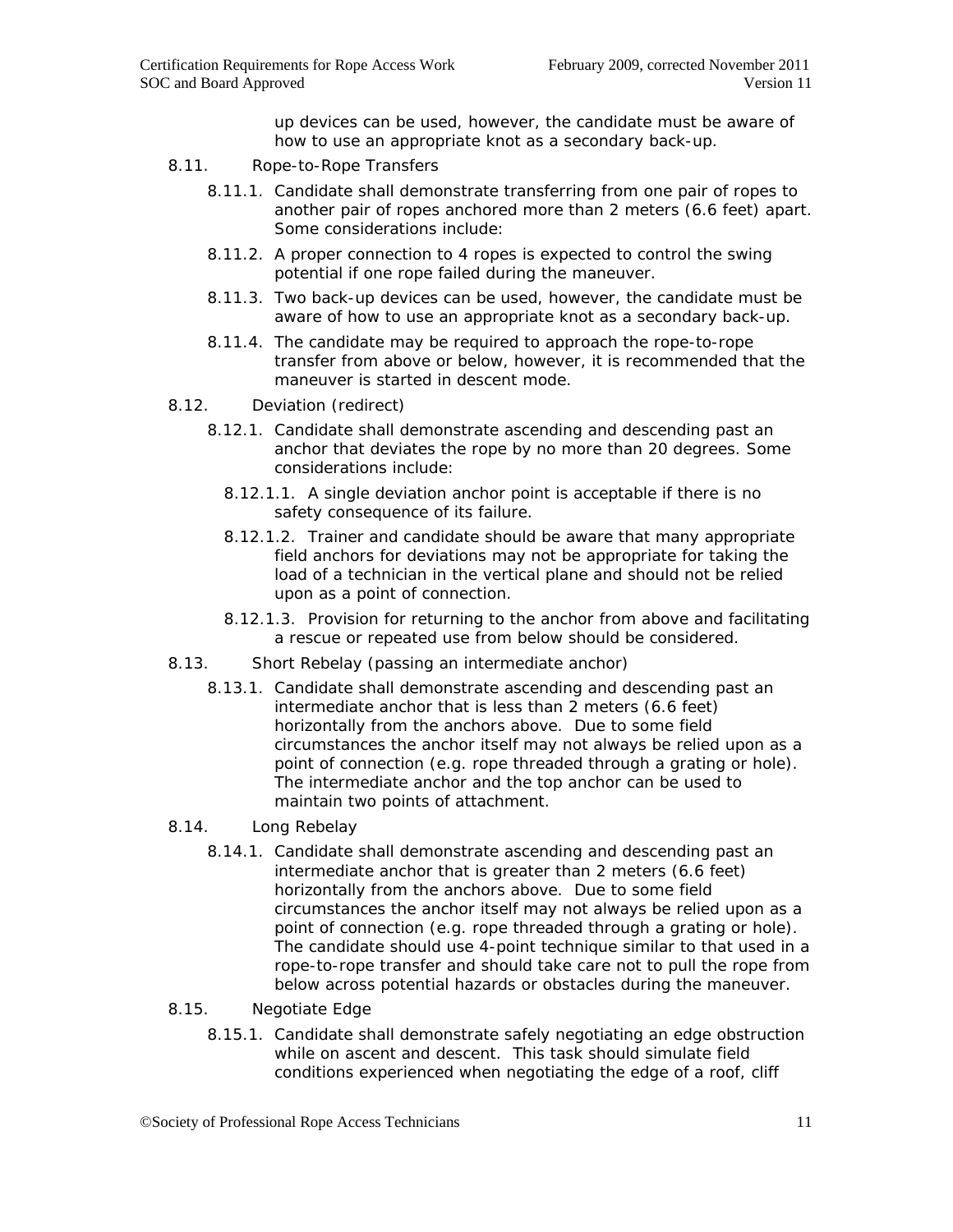up devices can be used, however, the candidate must be aware of how to use an appropriate knot as a secondary back-up.

8.11. Rope-to-Rope Transfers

8.11.1. Candidate shall demonstrate transferring from one pair of ropes to another pair of ropes anchored more than 2 meters (6.6 feet) apart. Some considerations include:

8.11.2. A proper connection to 4 ropes is expected to control the swing potential if one rope failed during the maneuver.

8.11.3. Two back-up devices can be used, however, the candidate must be aware of how to use an appropriate knot as a secondary back-up.

8.11.4. The candidate may be required to approach the rope-to-rope transfer from above or below, however, it is recommended that the maneuver is started in descent mode.

8.12. Deviation (redirect)

8.12.1. Candidate shall demonstrate ascending and descending past an anchor that deviates the rope by no more than 20 degrees. Some considerations include:

8.12.1.1. A single deviation anchor point is acceptable if there is no safety consequence of its failure.

8.12.1.2. Trainer and candidate should be aware that many appropriate field anchors for deviations may not be appropriate for taking the load of a technician in the vertical plane and should not be relied upon as a point of connection.

8.12.1.3. Provision for returning to the anchor from above and facilitating a rescue or repeated use from below should be considered.

8.13. Short Rebelay (passing an intermediate anchor)

8.13.1. Candidate shall demonstrate ascending and descending past an intermediate anchor that is less than 2 meters (6.6 feet) horizontally from the anchors above. Due to some field circumstances the anchor itself may not always be relied upon as a point of connection (e.g. rope threaded through a grating or hole). The intermediate anchor and the top anchor can be used to maintain two points of attachment.

8.14. Long Rebelay

8.14.1. Candidate shall demonstrate ascending and descending past an intermediate anchor that is greater than 2 meters (6.6 feet) horizontally from the anchors above. Due to some field circumstances the anchor itself may not always be relied upon as a point of connection (e.g. rope threaded through a grating or hole). The candidate should use 4-point technique similar to that used in a rope-to-rope transfer and should take care not to pull the rope from below across potential hazards or obstacles during the maneuver.

8.15. Negotiate Edge

8.15.1. Candidate shall demonstrate safely negotiating an edge obstruction while on ascent and descent. This task should simulate field conditions experienced when negotiating the edge of a roof, cliff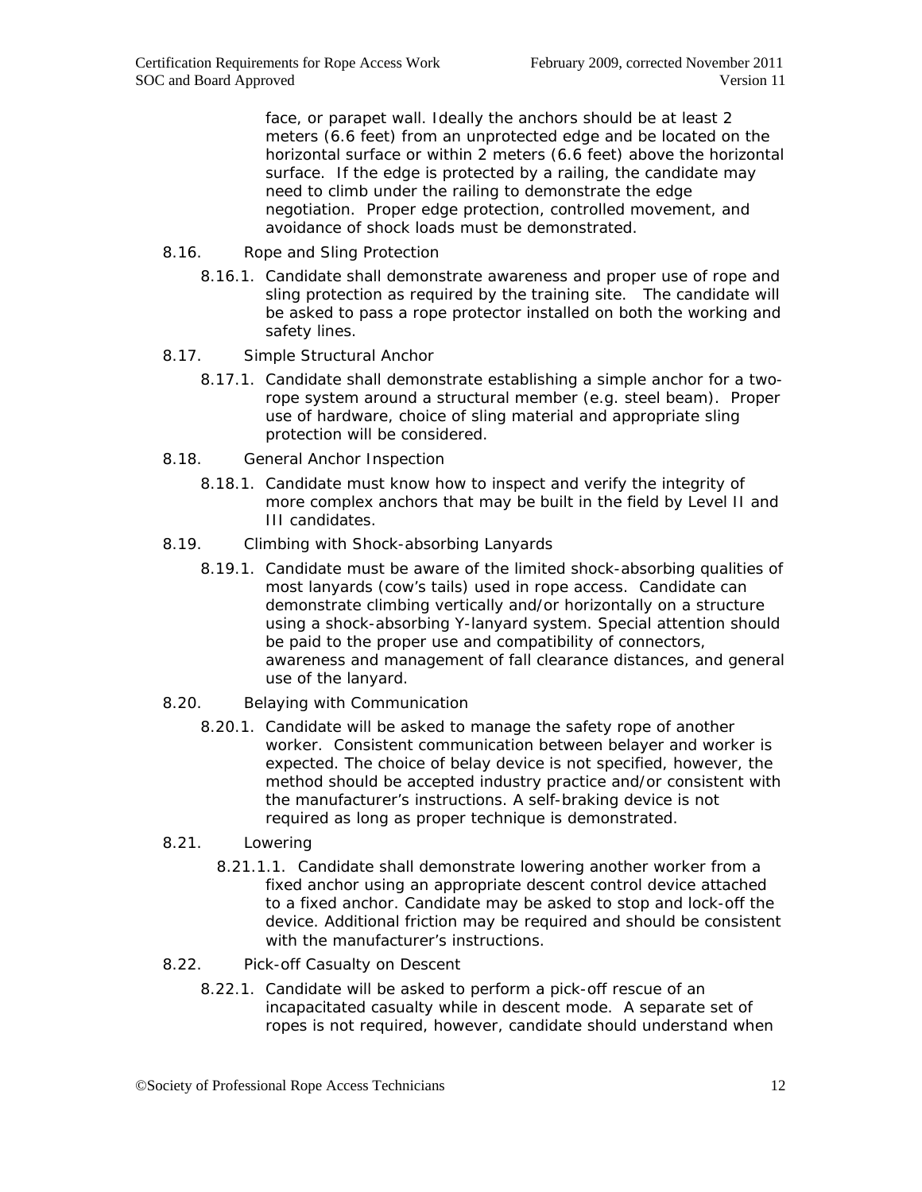face, or parapet wall. Ideally the anchors should be at least 2 meters (6.6 feet) from an unprotected edge and be located on the horizontal surface or within 2 meters (6.6 feet) above the horizontal surface. If the edge is protected by a railing, the candidate may need to climb under the railing to demonstrate the edge negotiation. Proper edge protection, controlled movement, and avoidance of shock loads must be demonstrated.

8.16. Rope and Sling Protection

8.16.1. Candidate shall demonstrate awareness and proper use of rope and sling protection as required by the training site. The candidate will be asked to pass a rope protector installed on both the working and safety lines.

8.17. Simple Structural Anchor

8.17.1. Candidate shall demonstrate establishing a simple anchor for a two-rope system around a structural member (e.g. steel beam). Proper use of hardware, choice of sling material and appropriate sling protection will be considered.

8.18. General Anchor Inspection

8.18.1. Candidate must know how to inspect and verify the integrity of more complex anchors that may be built in the field by Level II and III candidates.

8.19. Climbing with Shock-absorbing Lanyards

8.19.1. Candidate must be aware of the limited shock-absorbing qualities of most lanyards (cow's tails) used in rope access. Candidate can demonstrate climbing vertically and/or horizontally on a structure using a shock-absorbing Y-lanyard system. Special attention should be paid to the proper use and compatibility of connectors, awareness and management of fall clearance distances, and general use of the lanyard.

8.20. Belaying with Communication

8.20.1. Candidate will be asked to manage the safety rope of another worker. Consistent communication between belayer and worker is expected. The choice of belay device is not specified, however, the method should be accepted industry practice and/or consistent with the manufacturer's instructions. A self-braking device is not required as long as proper technique is demonstrated.

8.21. Lowering

8.21.1.1. Candidate shall demonstrate lowering another worker from a fixed anchor using an appropriate descent control device attached to a fixed anchor. Candidate may be asked to stop and lock-off the device. Additional friction may be required and should be consistent with the manufacturer's instructions.

8.22. Pick-off Casualty on Descent

8.22.1. Candidate will be asked to perform a pick-off rescue of an incapacitated casualty while in descent mode. A separate set of ropes is not required, however, candidate should understand when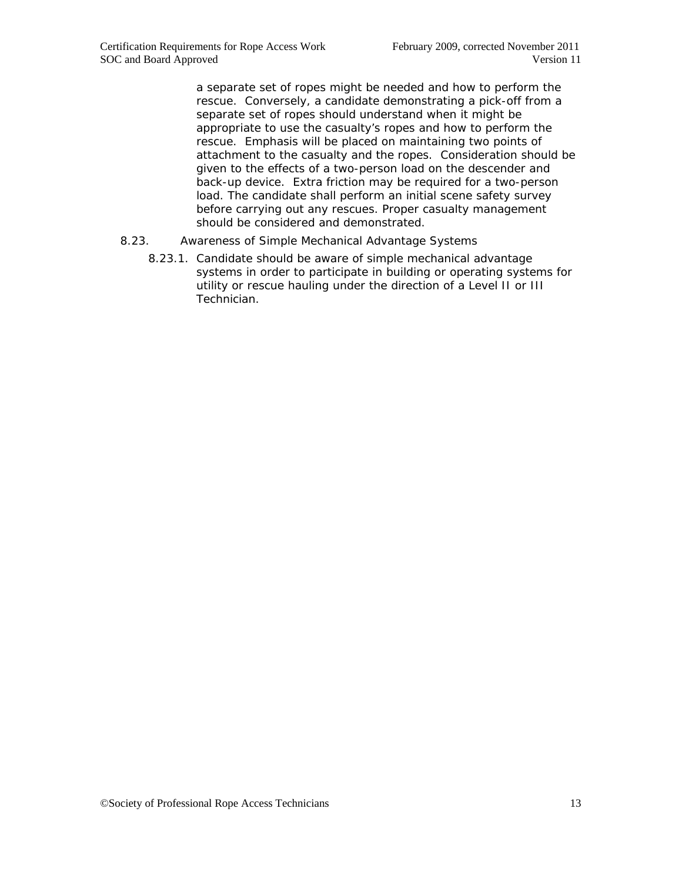a separate set of ropes might be needed and how to perform the rescue. Conversely, a candidate demonstrating a pick-off from a separate set of ropes should understand when it might be appropriate to use the casualty's ropes and how to perform the rescue. Emphasis will be placed on maintaining two points of attachment to the casualty and the ropes. Consideration should be given to the effects of a two-person load on the descender and back-up device. Extra friction may be required for a two-person load. The candidate shall perform an initial scene safety survey before carrying out any rescues. Proper casualty management should be considered and demonstrated.

8.23. Awareness of Simple Mechanical Advantage Systems

8.23.1. Candidate should be aware of simple mechanical advantage systems in order to participate in building or operating systems for utility or rescue hauling under the direction of a Level II or III Technician.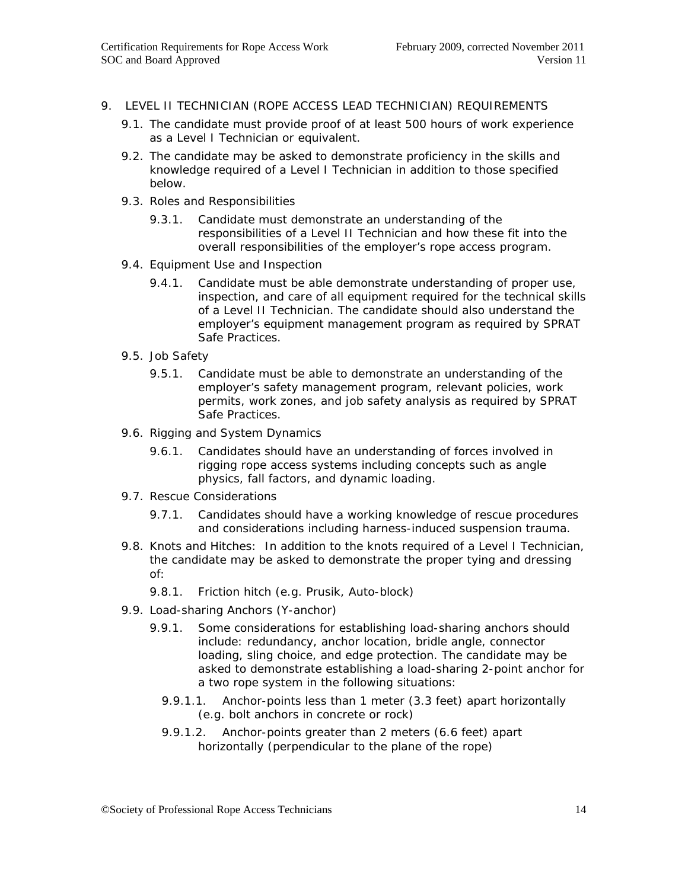## 9. LEVEL II TECHNICIAN (ROPE ACCESS LEAD TECHNICIAN) REQUIREMENTS

9.1. The candidate must provide proof of at least 500 hours of work experience as a Level I Technician or equivalent.

9.2. The candidate may be asked to demonstrate proficiency in the skills and knowledge required of a Level I Technician in addition to those specified below.

9.3. Roles and Responsibilities

9.3.1. Candidate must demonstrate an understanding of the responsibilities of a Level II Technician and how these fit into the overall responsibilities of the employer's rope access program.

9.4. Equipment Use and Inspection

9.4.1. Candidate must be able demonstrate understanding of proper use, inspection, and care of all equipment required for the technical skills of a Level II Technician. The candidate should also understand the employer's equipment management program as required by SPRAT Safe Practices.

9.5. Job Safety

9.5.1. Candidate must be able to demonstrate an understanding of the employer's safety management program, relevant policies, work permits, work zones, and job safety analysis as required by SPRAT Safe Practices.

9.6. Rigging and System Dynamics

9.6.1. Candidates should have an understanding of forces involved in rigging rope access systems including concepts such as angle physics, fall factors, and dynamic loading.

9.7. Rescue Considerations

9.7.1. Candidates should have a working knowledge of rescue procedures and considerations including harness-induced suspension trauma.

9.8. Knots and Hitches: In addition to the knots required of a Level I Technician, the candidate may be asked to demonstrate the proper tying and dressing of:

9.8.1. Friction hitch (e.g. Prusik, Auto-block)

9.9. Load-sharing Anchors (Y-anchor)

9.9.1. Some considerations for establishing load-sharing anchors should include: redundancy, anchor location, bridle angle, connector loading, sling choice, and edge protection. The candidate may be asked to demonstrate establishing a load-sharing 2-point anchor for a two rope system in the following situations:

9.9.1.1. Anchor-points less than 1 meter (3.3 feet) apart horizontally (e.g. bolt anchors in concrete or rock)

9.9.1.2. Anchor-points greater than 2 meters (6.6 feet) apart horizontally (perpendicular to the plane of the rope)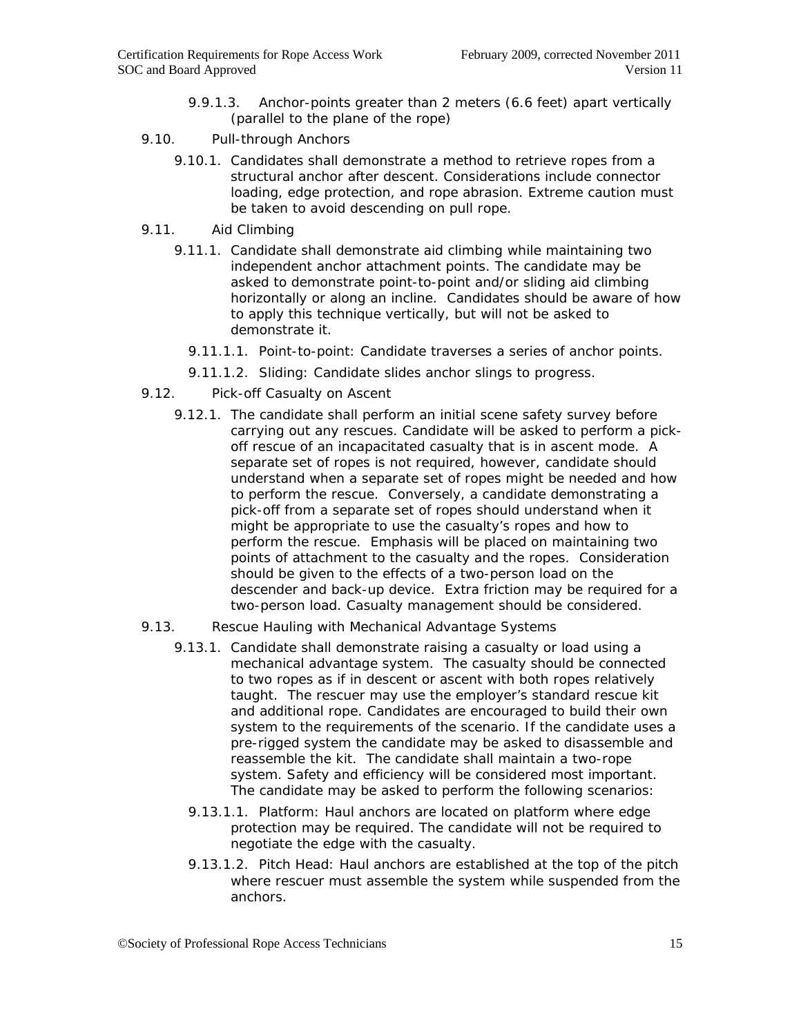9.9.1.3. Anchor-points greater than 2 meters (6.6 feet) apart vertically (parallel to the plane of the rope)

9.10. Pull-through Anchors

9.10.1. Candidates shall demonstrate a method to retrieve ropes from a structural anchor after descent. Considerations include connector loading, edge protection, and rope abrasion. Extreme caution must be taken to avoid descending on pull rope.

9.11. Aid Climbing

9.11.1. Candidate shall demonstrate aid climbing while maintaining two independent anchor attachment points. The candidate may be asked to demonstrate point-to-point and/or sliding aid climbing horizontally or along an incline. Candidates should be aware of how to apply this technique vertically, but will not be asked to demonstrate it.

9.11.1.1. Point-to-point: Candidate traverses a series of anchor points.

9.11.1.2. Sliding: Candidate slides anchor slings to progress.

9.12. Pick-off Casualty on Ascent

9.12.1. The candidate shall perform an initial scene safety survey before carrying out any rescues. Candidate will be asked to perform a pick-off rescue of an incapacitated casualty that is in ascent mode. A separate set of ropes is not required, however, candidate should understand when a separate set of ropes might be needed and how to perform the rescue. Conversely, a candidate demonstrating a pick-off from a separate set of ropes should understand when it might be appropriate to use the casualty's ropes and how to perform the rescue. Emphasis will be placed on maintaining two points of attachment to the casualty and the ropes. Consideration should be given to the effects of a two-person load on the descender and back-up device. Extra friction may be required for a two-person load. Casualty management should be considered.

9.13. Rescue Hauling with Mechanical Advantage Systems

9.13.1. Candidate shall demonstrate raising a casualty or load using a mechanical advantage system. The casualty should be connected to two ropes as if in descent or ascent with both ropes relatively taught. The rescuer may use the employer's standard rescue kit and additional rope. Candidates are encouraged to build their own system to the requirements of the scenario. If the candidate uses a pre-rigged system the candidate may be asked to disassemble and reassemble the kit. The candidate shall maintain a two-rope system. Safety and efficiency will be considered most important. The candidate may be asked to perform the following scenarios:

9.13.1.1. Platform: Haul anchors are located on platform where edge protection may be required. The candidate will not be required to negotiate the edge with the casualty.

9.13.1.2. Pitch Head: Haul anchors are established at the top of the pitch where rescuer must assemble the system while suspended from the anchors.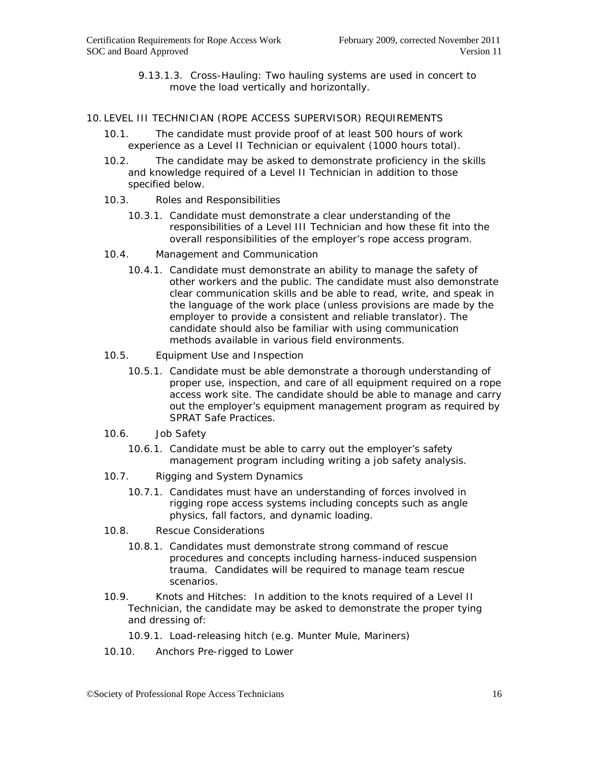9.13.1.3. Cross-Hauling: Two hauling systems are used in concert to move the load vertically and horizontally.

## 10. LEVEL III TECHNICIAN (ROPE ACCESS SUPERVISOR) REQUIREMENTS

10.1. The candidate must provide proof of at least 500 hours of work experience as a Level II Technician or equivalent (1000 hours total).

10.2. The candidate may be asked to demonstrate proficiency in the skills and knowledge required of a Level II Technician in addition to those specified below.

10.3. Roles and Responsibilities

10.3.1. Candidate must demonstrate a clear understanding of the responsibilities of a Level III Technician and how these fit into the overall responsibilities of the employer's rope access program.

10.4. Management and Communication

10.4.1. Candidate must demonstrate an ability to manage the safety of other workers and the public. The candidate must also demonstrate clear communication skills and be able to read, write, and speak in the language of the work place (unless provisions are made by the employer to provide a consistent and reliable translator). The candidate should also be familiar with using communication methods available in various field environments.

10.5. Equipment Use and Inspection

10.5.1. Candidate must be able demonstrate a thorough understanding of proper use, inspection, and care of all equipment required on a rope access work site. The candidate should be able to manage and carry out the employer's equipment management program as required by SPRAT Safe Practices.

10.6. Job Safety

10.6.1. Candidate must be able to carry out the employer's safety management program including writing a job safety analysis.

10.7. Rigging and System Dynamics

10.7.1. Candidates must have an understanding of forces involved in rigging rope access systems including concepts such as angle physics, fall factors, and dynamic loading.

10.8. Rescue Considerations

10.8.1. Candidates must demonstrate strong command of rescue procedures and concepts including harness-induced suspension trauma. Candidates will be required to manage team rescue scenarios.

10.9. Knots and Hitches: In addition to the knots required of a Level II Technician, the candidate may be asked to demonstrate the proper tying and dressing of:

10.9.1. Load-releasing hitch (e.g. Munter Mule, Mariners)

10.10. Anchors Pre-rigged to Lower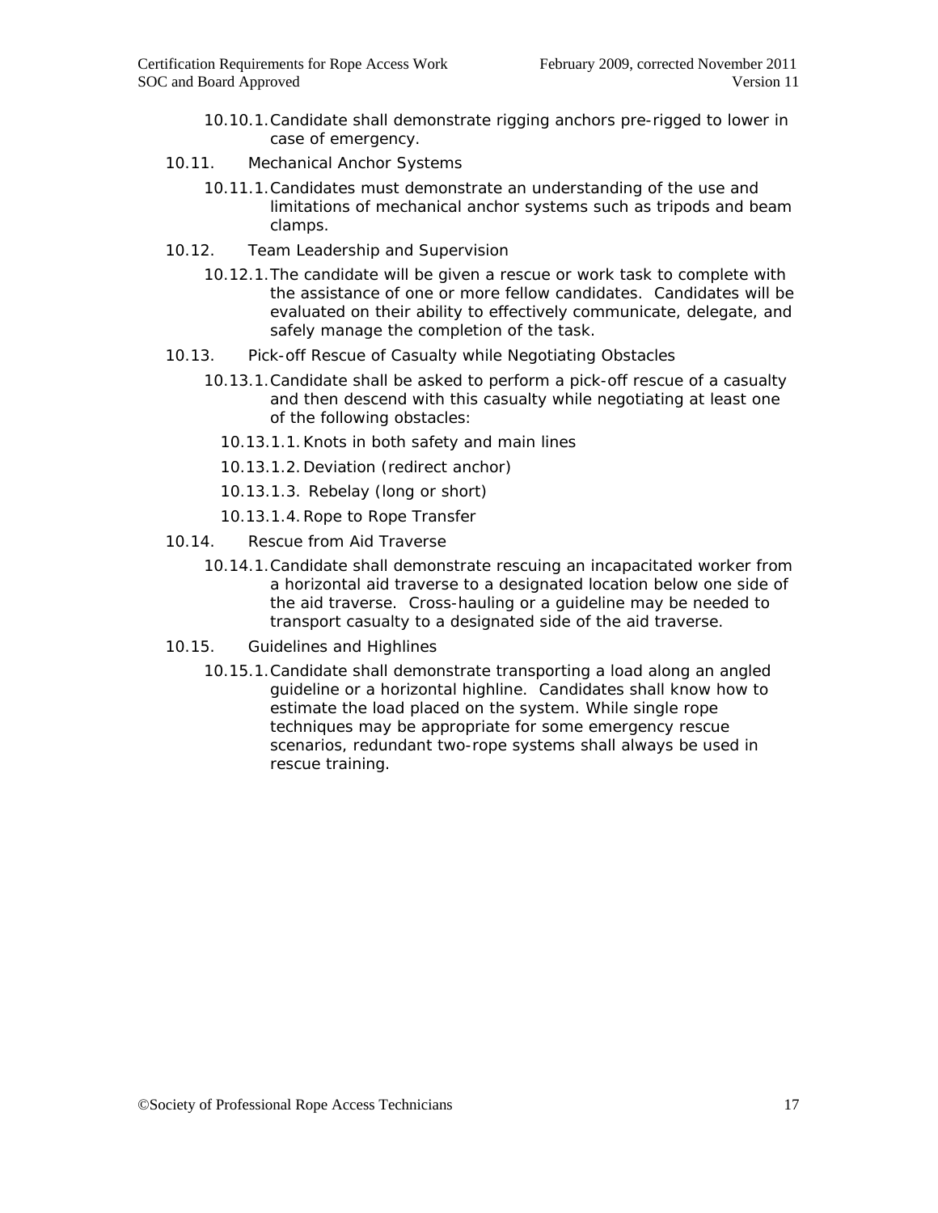10.10.1. Candidate shall demonstrate rigging anchors pre-rigged to lower in case of emergency.

10.11. Mechanical Anchor Systems

10.11.1. Candidates must demonstrate an understanding of the use and limitations of mechanical anchor systems such as tripods and beam clamps.

10.12. Team Leadership and Supervision

10.12.1. The candidate will be given a rescue or work task to complete with the assistance of one or more fellow candidates. Candidates will be evaluated on their ability to effectively communicate, delegate, and safely manage the completion of the task.

10.13. Pick-off Rescue of Casualty while Negotiating Obstacles

10.13.1. Candidate shall be asked to perform a pick-off rescue of a casualty and then descend with this casualty while negotiating at least one of the following obstacles:

10.13.1.1. Knots in both safety and main lines

10.13.1.2. Deviation (redirect anchor)

10.13.1.3. Rebelay (long or short)

10.13.1.4. Rope to Rope Transfer

10.14. Rescue from Aid Traverse

10.14.1. Candidate shall demonstrate rescuing an incapacitated worker from a horizontal aid traverse to a designated location below one side of the aid traverse. Cross-hauling or a guideline may be needed to transport casualty to a designated side of the aid traverse.

10.15. Guidelines and Highlines

10.15.1. Candidate shall demonstrate transporting a load along an angled guideline or a horizontal highline. Candidates shall know how to estimate the load placed on the system. While single rope techniques may be appropriate for some emergency rescue scenarios, redundant two-rope systems shall always be used in rescue training.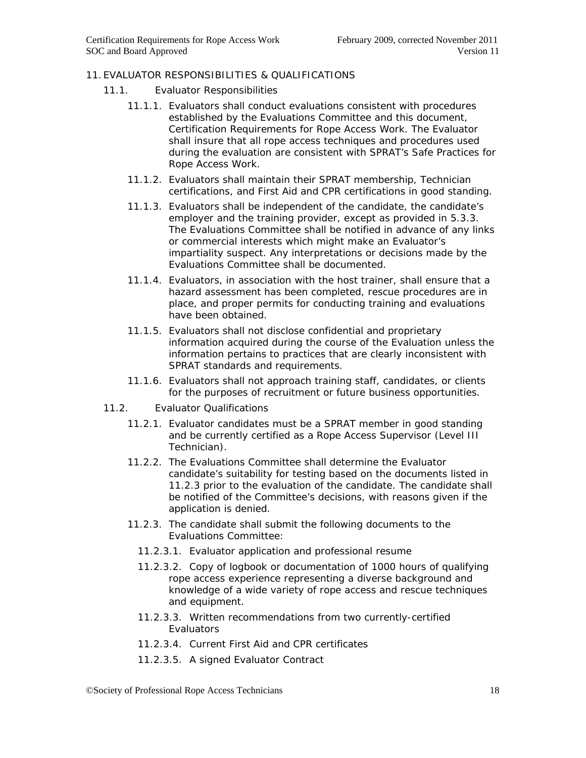## 11. EVALUATOR RESPONSIBILITIES & QUALIFICATIONS

### 11.1. Evaluator Responsibilities

11.1.1. Evaluators shall conduct evaluations consistent with procedures established by the Evaluations Committee and this document, Certification Requirements for Rope Access Work. The Evaluator shall insure that all rope access techniques and procedures used during the evaluation are consistent with SPRAT's Safe Practices for Rope Access Work.

11.1.2. Evaluators shall maintain their SPRAT membership, Technician certifications, and First Aid and CPR certifications in good standing.

11.1.3. Evaluators shall be independent of the candidate, the candidate's employer and the training provider, except as provided in 5.3.3. The Evaluations Committee shall be notified in advance of any links or commercial interests which might make an Evaluator's impartiality suspect. Any interpretations or decisions made by the Evaluations Committee shall be documented.

11.1.4. Evaluators, in association with the host trainer, shall ensure that a hazard assessment has been completed, rescue procedures are in place, and proper permits for conducting training and evaluations have been obtained.

11.1.5. Evaluators shall not disclose confidential and proprietary information acquired during the course of the Evaluation unless the information pertains to practices that are clearly inconsistent with SPRAT standards and requirements.

11.1.6. Evaluators shall not approach training staff, candidates, or clients for the purposes of recruitment or future business opportunities.

### 11.2. Evaluator Qualifications

11.2.1. Evaluator candidates must be a SPRAT member in good standing and be currently certified as a Rope Access Supervisor (Level III Technician).

11.2.2. The Evaluations Committee shall determine the Evaluator candidate's suitability for testing based on the documents listed in 11.2.3 prior to the evaluation of the candidate. The candidate shall be notified of the Committee's decisions, with reasons given if the application is denied.

11.2.3. The candidate shall submit the following documents to the Evaluations Committee:

11.2.3.1. Evaluator application and professional resume

11.2.3.2. Copy of logbook or documentation of 1000 hours of qualifying rope access experience representing a diverse background and knowledge of a wide variety of rope access and rescue techniques and equipment.

11.2.3.3. Written recommendations from two currently-certified Evaluators

11.2.3.4. Current First Aid and CPR certificates

11.2.3.5. A signed Evaluator Contract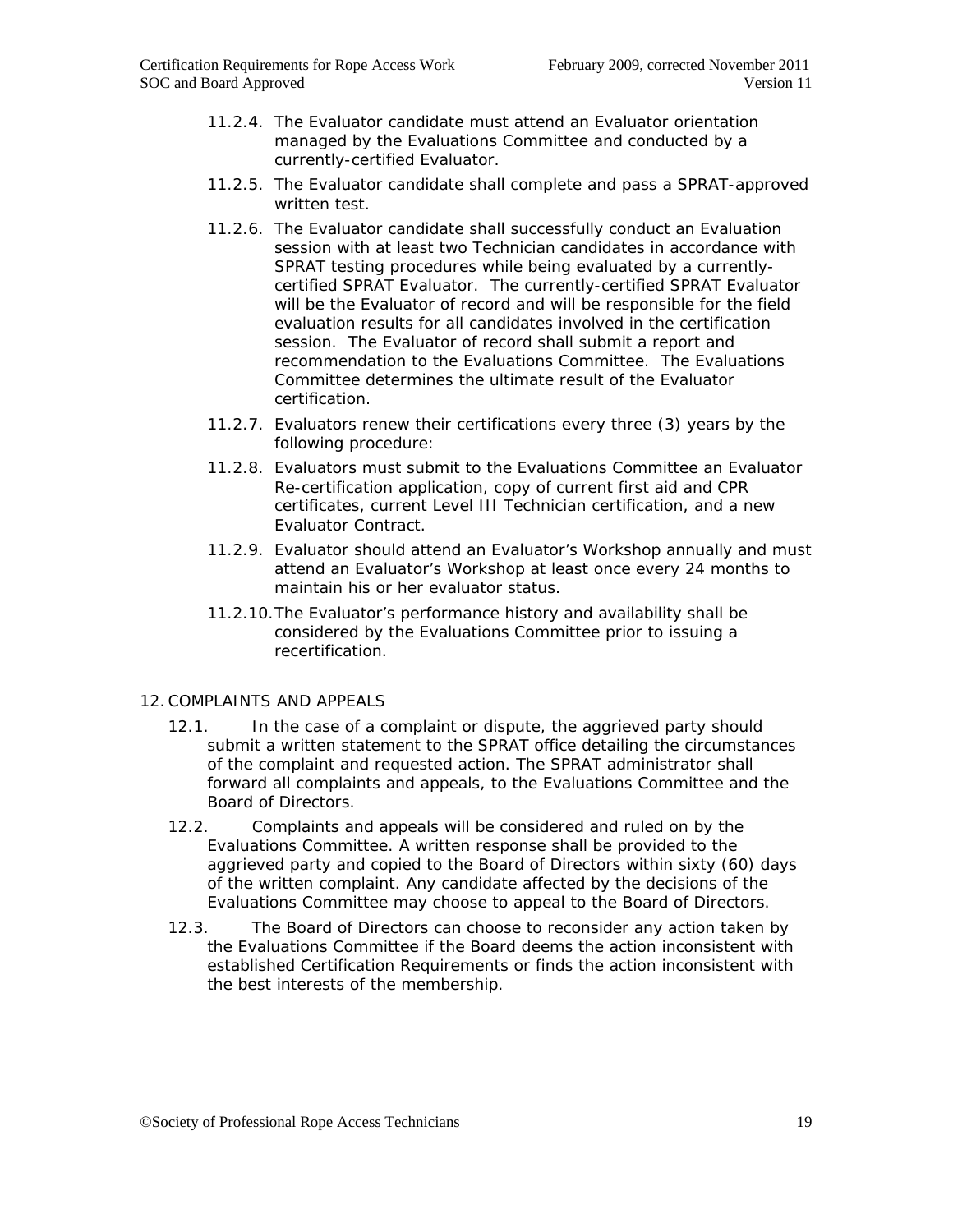11.2.4. The Evaluator candidate must attend an Evaluator orientation managed by the Evaluations Committee and conducted by a currently-certified Evaluator.

11.2.5. The Evaluator candidate shall complete and pass a SPRAT-approved written test.

11.2.6. The Evaluator candidate shall successfully conduct an Evaluation session with at least two Technician candidates in accordance with SPRAT testing procedures while being evaluated by a currently-certified SPRAT Evaluator. The currently-certified SPRAT Evaluator will be the Evaluator of record and will be responsible for the field evaluation results for all candidates involved in the certification session. The Evaluator of record shall submit a report and recommendation to the Evaluations Committee. The Evaluations Committee determines the ultimate result of the Evaluator certification.

11.2.7. Evaluators renew their certifications every three (3) years by the following procedure:

11.2.8. Evaluators must submit to the Evaluations Committee an Evaluator Re-certification application, copy of current first aid and CPR certificates, current Level III Technician certification, and a new Evaluator Contract.

11.2.9. Evaluator should attend an Evaluator's Workshop annually and must attend an Evaluator's Workshop at least once every 24 months to maintain his or her evaluator status.

11.2.10. The Evaluator's performance history and availability shall be considered by the Evaluations Committee prior to issuing a recertification.

## 12. COMPLAINTS AND APPEALS

12.1. In the case of a complaint or dispute, the aggrieved party should submit a written statement to the SPRAT office detailing the circumstances of the complaint and requested action. The SPRAT administrator shall forward all complaints and appeals, to the Evaluations Committee and the Board of Directors.

12.2. Complaints and appeals will be considered and ruled on by the Evaluations Committee. A written response shall be provided to the aggrieved party and copied to the Board of Directors within sixty (60) days of the written complaint. Any candidate affected by the decisions of the Evaluations Committee may choose to appeal to the Board of Directors.

12.3. The Board of Directors can choose to reconsider any action taken by the Evaluations Committee if the Board deems the action inconsistent with established Certification Requirements or finds the action inconsistent with the best interests of the membership.